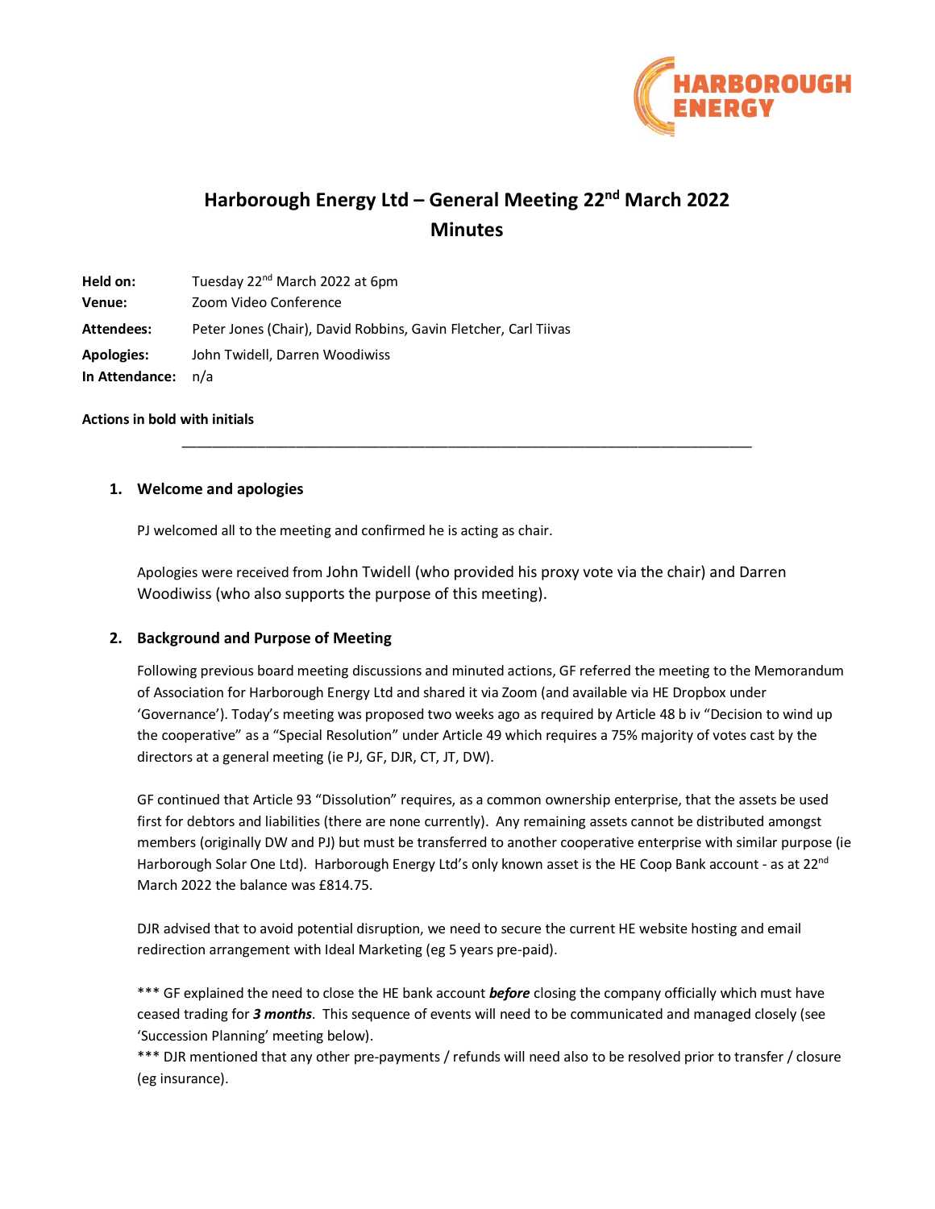# Harborough Energy Ltd – General Meeting 22nd March 2022 Minutes

**Held on:** Tuesday 22nd March 2022 at 6pm
**Venue:** Zoom Video Conference
**Attendees:** Peter Jones (Chair), David Robbins, Gavin Fletcher, Carl Tiivas
**Apologies:** John Twidell, Darren Woodiwiss
**In Attendance:** n/a

**Actions in bold with initials**

---

## 1. Welcome and apologies

PJ welcomed all to the meeting and confirmed he is acting as chair.

Apologies were received from John Twidell (who provided his proxy vote via the chair) and Darren Woodiwiss (who also supports the purpose of this meeting).

## 2. Background and Purpose of Meeting

Following previous board meeting discussions and minuted actions, GF referred the meeting to the Memorandum of Association for Harborough Energy Ltd and shared it via Zoom (and available via HE Dropbox under 'Governance'). Today's meeting was proposed two weeks ago as required by Article 48 b iv "Decision to wind up the cooperative" as a "Special Resolution" under Article 49 which requires a 75% majority of votes cast by the directors at a general meeting (ie PJ, GF, DJR, CT, JT, DW).

GF continued that Article 93 "Dissolution" requires, as a common ownership enterprise, that the assets be used first for debtors and liabilities (there are none currently). Any remaining assets cannot be distributed amongst members (originally DW and PJ) but must be transferred to another cooperative enterprise with similar purpose (ie Harborough Solar One Ltd). Harborough Energy Ltd's only known asset is the HE Coop Bank account - as at 22nd March 2022 the balance was £814.75.

DJR advised that to avoid potential disruption, we need to secure the current HE website hosting and email redirection arrangement with Ideal Marketing (eg 5 years pre-paid).

*** GF explained the need to close the HE bank account ***before*** closing the company officially which must have ceased trading for ***3 months***. This sequence of events will need to be communicated and managed closely (see 'Succession Planning' meeting below).
*** DJR mentioned that any other pre-payments / refunds will need also to be resolved prior to transfer / closure (eg insurance).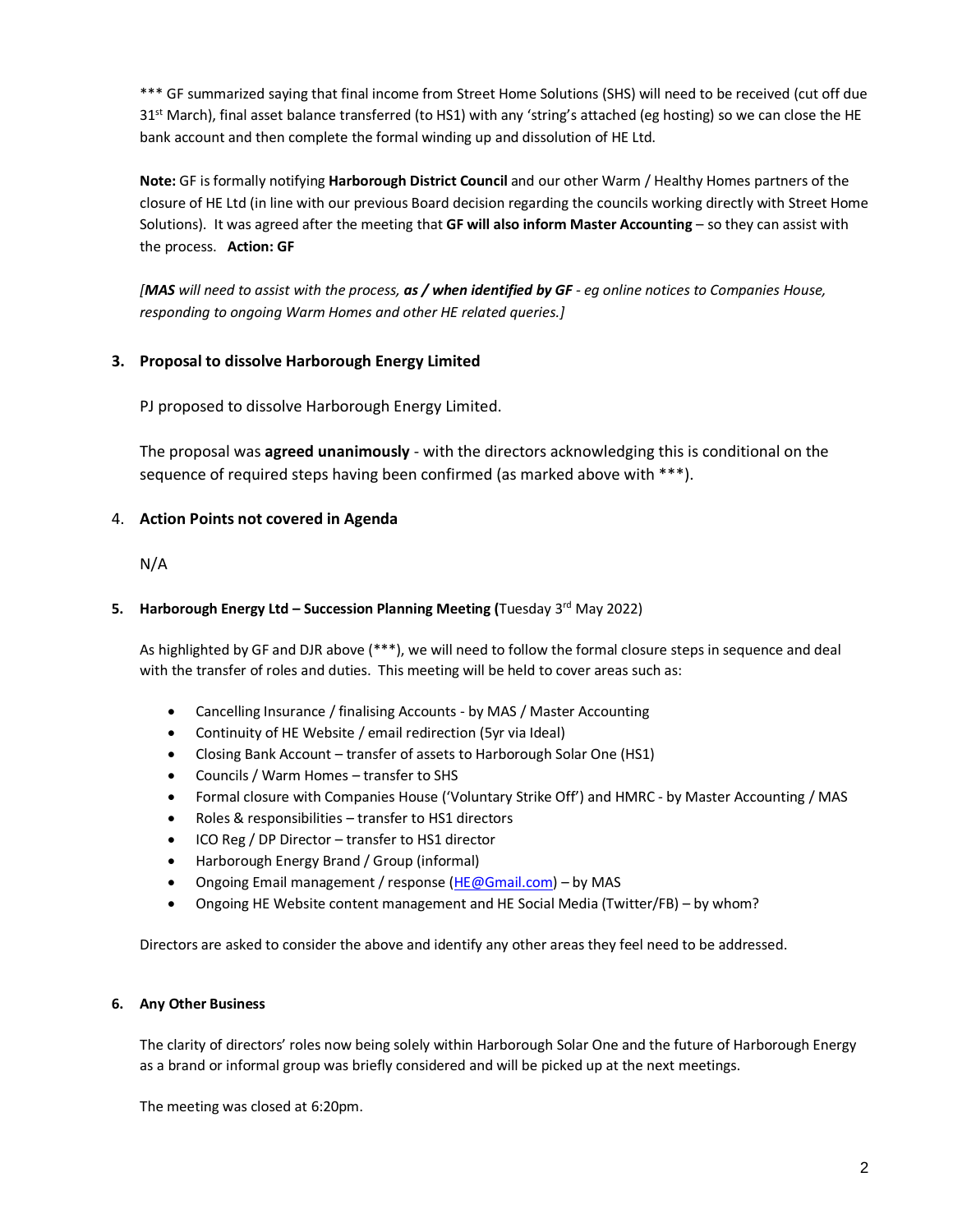*** GF summarized saying that final income from Street Home Solutions (SHS) will need to be received (cut off due 31st March), final asset balance transferred (to HS1) with any 'string's attached (eg hosting) so we can close the HE bank account and then complete the formal winding up and dissolution of HE Ltd.

**Note:** GF is formally notifying **Harborough District Council** and our other Warm / Healthy Homes partners of the closure of HE Ltd (in line with our previous Board decision regarding the councils working directly with Street Home Solutions). It was agreed after the meeting that **GF will also inform Master Accounting** – so they can assist with the process. **Action: GF**

*[**MAS** will need to assist with the process, **as / when identified by GF** - eg online notices to Companies House, responding to ongoing Warm Homes and other HE related queries.]*

## 3. Proposal to dissolve Harborough Energy Limited

PJ proposed to dissolve Harborough Energy Limited.

The proposal was **agreed unanimously** - with the directors acknowledging this is conditional on the sequence of required steps having been confirmed (as marked above with ***).

## 4. Action Points not covered in Agenda

N/A

## 5. Harborough Energy Ltd – Succession Planning Meeting (Tuesday 3rd May 2022)

As highlighted by GF and DJR above (***), we will need to follow the formal closure steps in sequence and deal with the transfer of roles and duties. This meeting will be held to cover areas such as:

- Cancelling Insurance / finalising Accounts - by MAS / Master Accounting
- Continuity of HE Website / email redirection (5yr via Ideal)
- Closing Bank Account – transfer of assets to Harborough Solar One (HS1)
- Councils / Warm Homes – transfer to SHS
- Formal closure with Companies House ('Voluntary Strike Off') and HMRC - by Master Accounting / MAS
- Roles & responsibilities – transfer to HS1 directors
- ICO Reg / DP Director – transfer to HS1 director
- Harborough Energy Brand / Group (informal)
- Ongoing Email management / response (HE@Gmail.com) – by MAS
- Ongoing HE Website content management and HE Social Media (Twitter/FB) – by whom?

Directors are asked to consider the above and identify any other areas they feel need to be addressed.

## 6. Any Other Business

The clarity of directors' roles now being solely within Harborough Solar One and the future of Harborough Energy as a brand or informal group was briefly considered and will be picked up at the next meetings.

The meeting was closed at 6:20pm.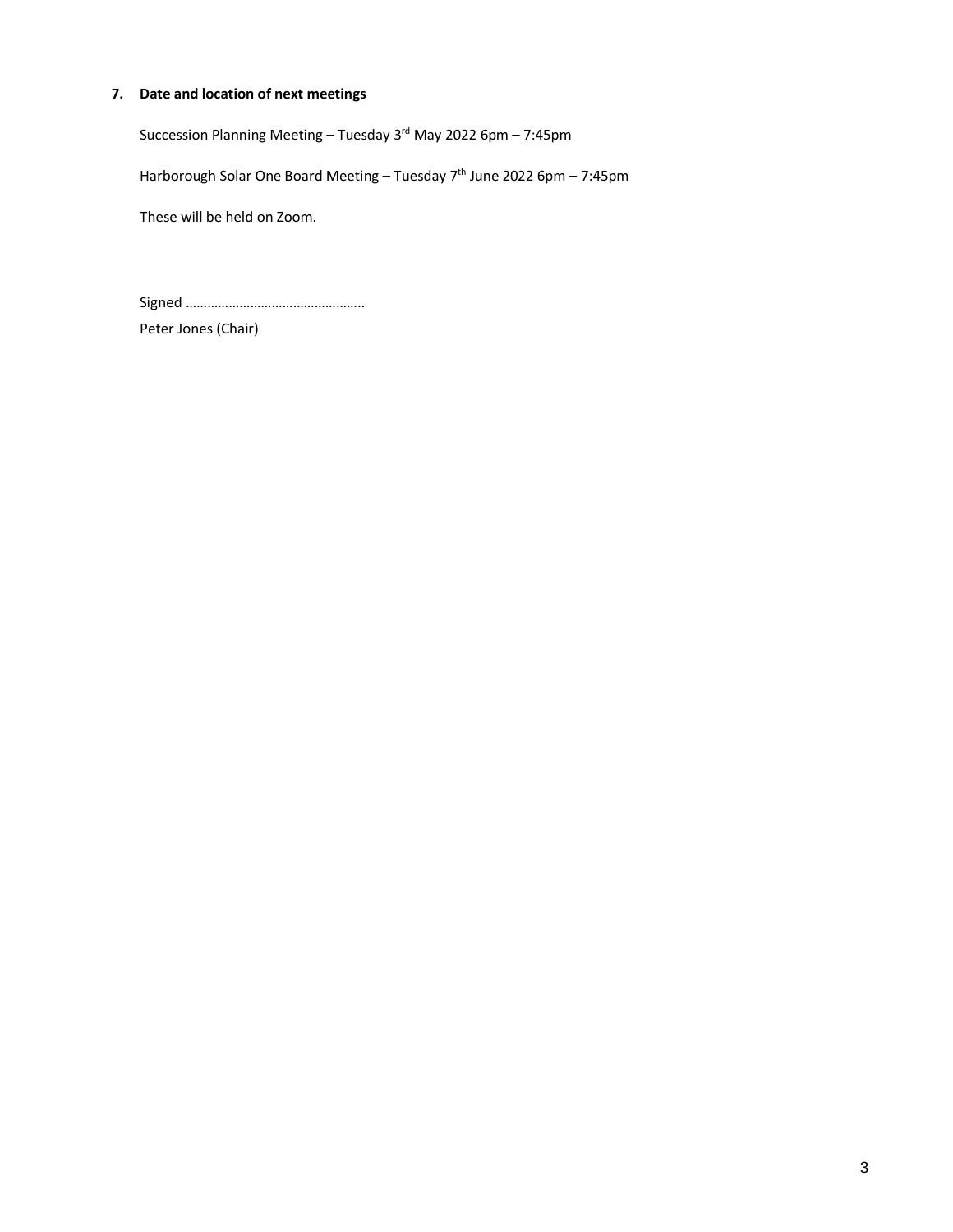**7. Date and location of next meetings**

Succession Planning Meeting – Tuesday 3rd May 2022 6pm – 7:45pm

Harborough Solar One Board Meeting – Tuesday 7th June 2022 6pm – 7:45pm

These will be held on Zoom.

Signed …………………………………………..

Peter Jones (Chair)